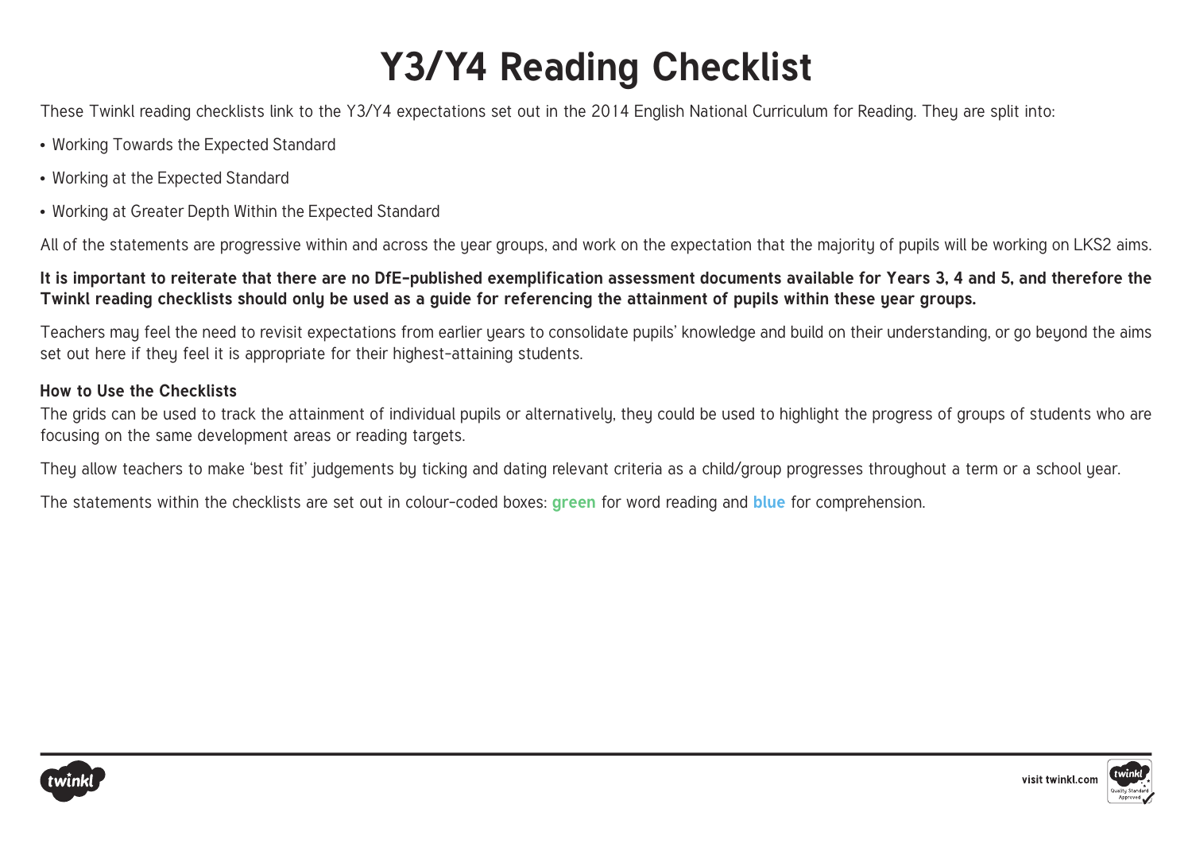# Y3/Y4 Reading Checklist

These Twinkl reading checklists link to the Y3/Y4 expectations set out in the 2014 English National Curriculum for Reading. They are split into:

- Working Towards the Expected Standard
- Working at the Expected Standard
- Working at Greater Depth Within the Expected Standard

All of the statements are progressive within and across the year groups, and work on the expectation that the majority of pupils will be working on LKS2 aims.

**It is important to reiterate that there are no DfE-published exemplification assessment documents available for Years 3, 4 and 5, and therefore the Twinkl reading checklists should only be used as a guide for referencing the attainment of pupils within these year groups.**

Teachers may feel the need to revisit expectations from earlier years to consolidate pupils' knowledge and build on their understanding, or go beyond the aims set out here if they feel it is appropriate for their highest-attaining students.

**How to Use the Checklists**

The grids can be used to track the attainment of individual pupils or alternatively, they could be used to highlight the progress of groups of students who are focusing on the same development areas or reading targets.

They allow teachers to make 'best fit' judgements by ticking and dating relevant criteria as a child/group progresses throughout a term or a school year.

The statements within the checklists are set out in colour-coded boxes: **green** for word reading and **blue** for comprehension.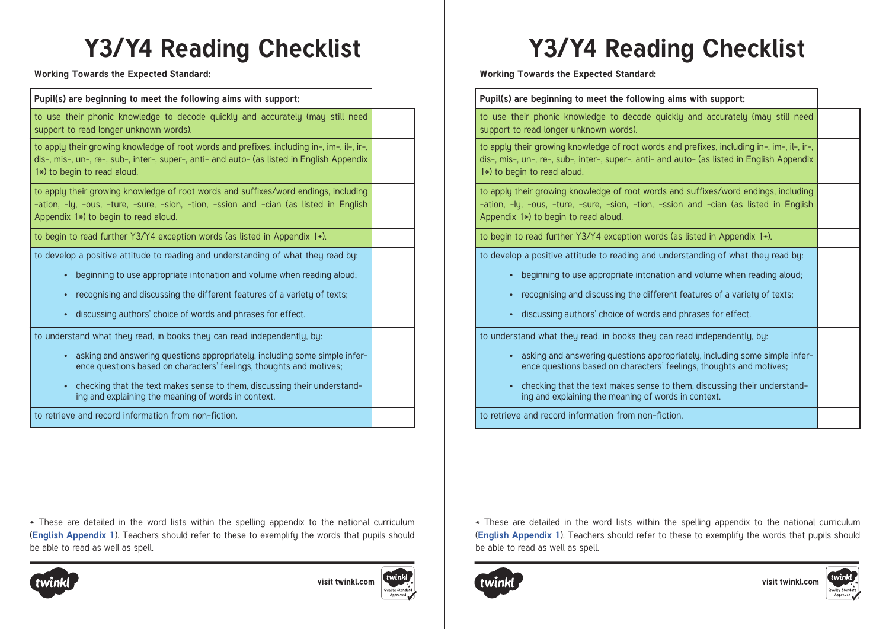# Y3/Y4 Reading Checklist

**Working Towards the Expected Standard:**

| Pupil(s) are beginning to meet the following aims with support: | |
|---|---|
| to use their phonic knowledge to decode quickly and accurately (may still need support to read longer unknown words). | |
| to apply their growing knowledge of root words and prefixes, including in-, im-, il-, ir-, dis-, mis-, un-, re-, sub-, inter-, super-, anti- and auto- (as listed in English Appendix 1*) to begin to read aloud. | |
| to apply their growing knowledge of root words and suffixes/word endings, including -ation, -ly, -ous, -ture, -sure, -sion, -tion, -ssion and -cian (as listed in English Appendix 1*) to begin to read aloud. | |
| to begin to read further Y3/Y4 exception words (as listed in Appendix 1*). | |
| to develop a positive attitude to reading and understanding of what they read by:<br>• beginning to use appropriate intonation and volume when reading aloud;<br>• recognising and discussing the different features of a variety of texts;<br>• discussing authors' choice of words and phrases for effect. | |
| to understand what they read, in books they can read independently, by:<br>• asking and answering questions appropriately, including some simple inference questions based on characters' feelings, thoughts and motives;<br>• checking that the text makes sense to them, discussing their understanding and explaining the meaning of words in context. | |
| to retrieve and record information from non-fiction. | |

* These are detailed in the word lists within the spelling appendix to the national curriculum (**English Appendix 1**). Teachers should refer to these to exemplify the words that pupils should be able to read as well as spell.

# Y3/Y4 Reading Checklist

**Working Towards the Expected Standard:**

| Pupil(s) are beginning to meet the following aims with support: | |
|---|---|
| to use their phonic knowledge to decode quickly and accurately (may still need support to read longer unknown words). | |
| to apply their growing knowledge of root words and prefixes, including in-, im-, il-, ir-, dis-, mis-, un-, re-, sub-, inter-, super-, anti- and auto- (as listed in English Appendix 1*) to begin to read aloud. | |
| to apply their growing knowledge of root words and suffixes/word endings, including -ation, -ly, -ous, -ture, -sure, -sion, -tion, -ssion and -cian (as listed in English Appendix 1*) to begin to read aloud. | |
| to begin to read further Y3/Y4 exception words (as listed in Appendix 1*). | |
| to develop a positive attitude to reading and understanding of what they read by:<br>• beginning to use appropriate intonation and volume when reading aloud;<br>• recognising and discussing the different features of a variety of texts;<br>• discussing authors' choice of words and phrases for effect. | |
| to understand what they read, in books they can read independently, by:<br>• asking and answering questions appropriately, including some simple inference questions based on characters' feelings, thoughts and motives;<br>• checking that the text makes sense to them, discussing their understanding and explaining the meaning of words in context. | |
| to retrieve and record information from non-fiction. | |

* These are detailed in the word lists within the spelling appendix to the national curriculum (**English Appendix 1**). Teachers should refer to these to exemplify the words that pupils should be able to read as well as spell.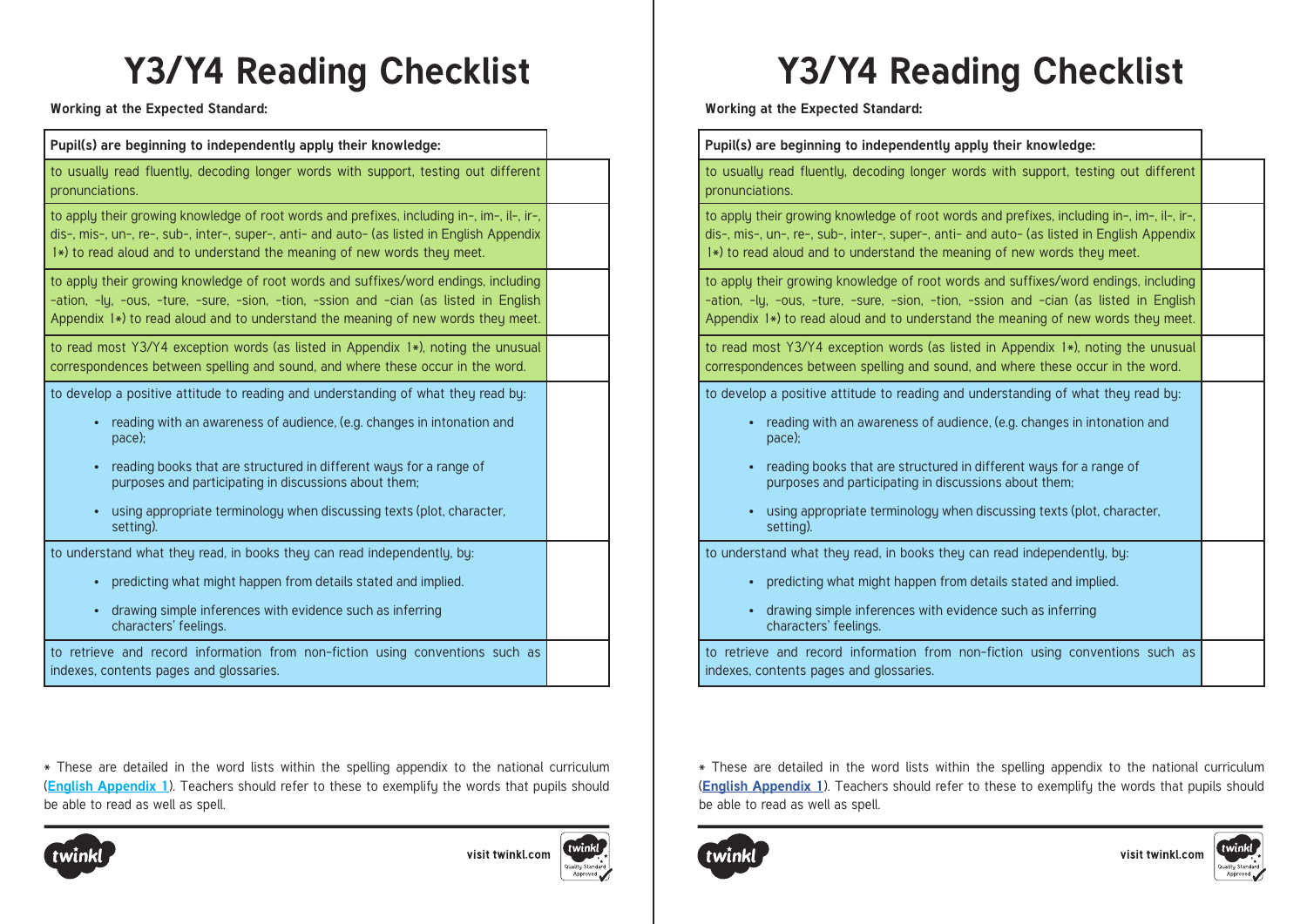# Y3/Y4 Reading Checklist

**Working at the Expected Standard:**

| Pupil(s) are beginning to independently apply their knowledge: | |
|---|---|
| to usually read fluently, decoding longer words with support, testing out different pronunciations. | |
| to apply their growing knowledge of root words and prefixes, including in-, im-, il-, ir-, dis-, mis-, un-, re-, sub-, inter-, super-, anti- and auto- (as listed in English Appendix 1*) to read aloud and to understand the meaning of new words they meet. | |
| to apply their growing knowledge of root words and suffixes/word endings, including -ation, -ly, -ous, -ture, -sure, -sion, -tion, -ssion and -cian (as listed in English Appendix 1*) to read aloud and to understand the meaning of new words they meet. | |
| to read most Y3/Y4 exception words (as listed in Appendix 1*), noting the unusual correspondences between spelling and sound, and where these occur in the word. | |
| to develop a positive attitude to reading and understanding of what they read by:<br>• reading with an awareness of audience, (e.g. changes in intonation and pace);<br>• reading books that are structured in different ways for a range of purposes and participating in discussions about them;<br>• using appropriate terminology when discussing texts (plot, character, setting). | |
| to understand what they read, in books they can read independently, by:<br>• predicting what might happen from details stated and implied.<br>• drawing simple inferences with evidence such as inferring characters' feelings. | |
| to retrieve and record information from non-fiction using conventions such as indexes, contents pages and glossaries. | |

* These are detailed in the word lists within the spelling appendix to the national curriculum (**English Appendix 1**). Teachers should refer to these to exemplify the words that pupils should be able to read as well as spell.

# Y3/Y4 Reading Checklist

**Working at the Expected Standard:**

| Pupil(s) are beginning to independently apply their knowledge: | |
|---|---|
| to usually read fluently, decoding longer words with support, testing out different pronunciations. | |
| to apply their growing knowledge of root words and prefixes, including in-, im-, il-, ir-, dis-, mis-, un-, re-, sub-, inter-, super-, anti- and auto- (as listed in English Appendix 1*) to read aloud and to understand the meaning of new words they meet. | |
| to apply their growing knowledge of root words and suffixes/word endings, including -ation, -ly, -ous, -ture, -sure, -sion, -tion, -ssion and -cian (as listed in English Appendix 1*) to read aloud and to understand the meaning of new words they meet. | |
| to read most Y3/Y4 exception words (as listed in Appendix 1*), noting the unusual correspondences between spelling and sound, and where these occur in the word. | |
| to develop a positive attitude to reading and understanding of what they read by:<br>• reading with an awareness of audience, (e.g. changes in intonation and pace);<br>• reading books that are structured in different ways for a range of purposes and participating in discussions about them;<br>• using appropriate terminology when discussing texts (plot, character, setting). | |
| to understand what they read, in books they can read independently, by:<br>• predicting what might happen from details stated and implied.<br>• drawing simple inferences with evidence such as inferring characters' feelings. | |
| to retrieve and record information from non-fiction using conventions such as indexes, contents pages and glossaries. | |

* These are detailed in the word lists within the spelling appendix to the national curriculum (**English Appendix 1**). Teachers should refer to these to exemplify the words that pupils should be able to read as well as spell.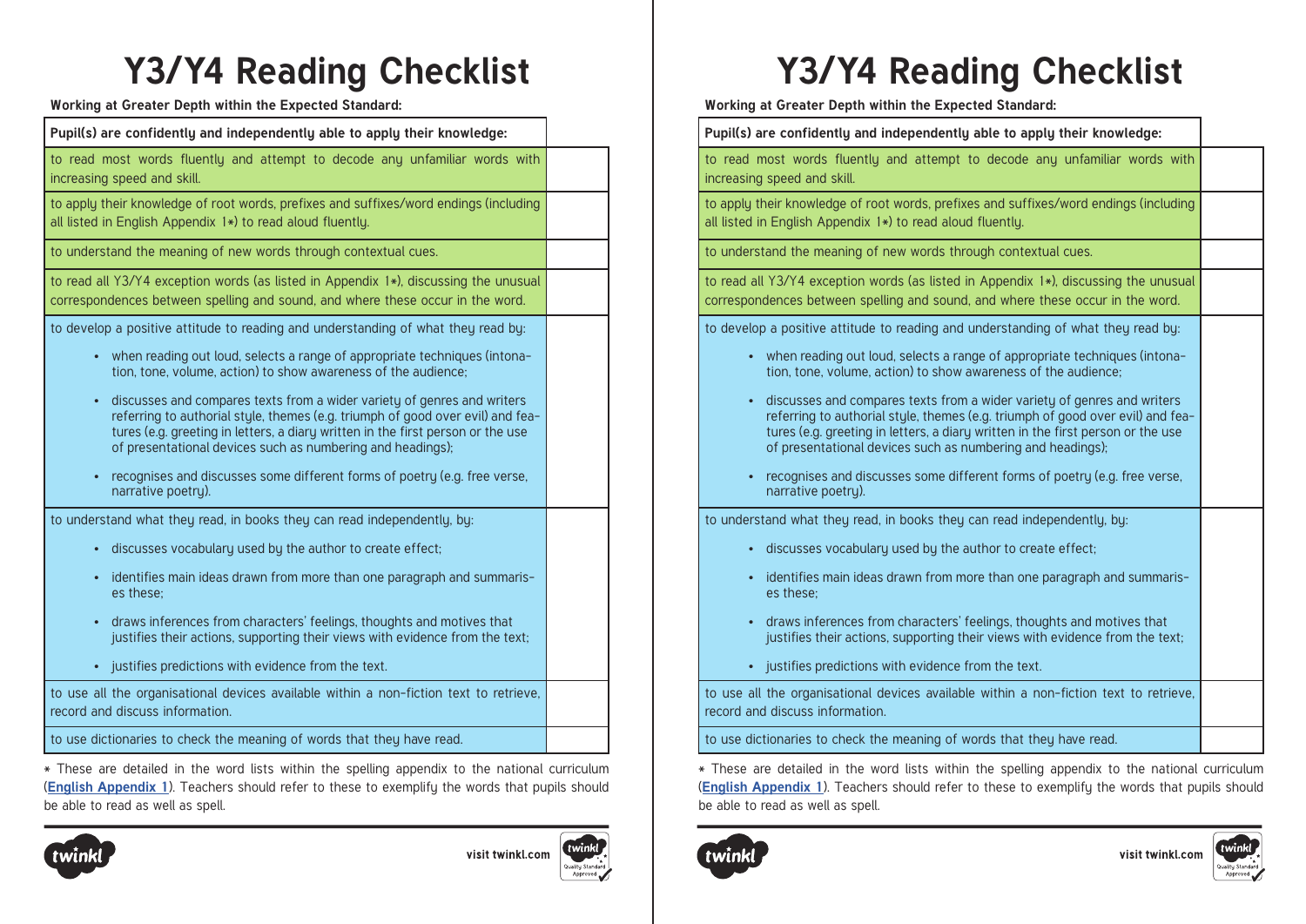# Y3/Y4 Reading Checklist

**Working at Greater Depth within the Expected Standard:**

| **Pupil(s) are confidently and independently able to apply their knowledge:** | |
|---|---|
| to read most words fluently and attempt to decode any unfamiliar words with increasing speed and skill. | |
| to apply their knowledge of root words, prefixes and suffixes/word endings (including all listed in English Appendix 1*) to read aloud fluently. | |
| to understand the meaning of new words through contextual cues. | |
| to read all Y3/Y4 exception words (as listed in Appendix 1*), discussing the unusual correspondences between spelling and sound, and where these occur in the word. | |
| to develop a positive attitude to reading and understanding of what they read by:<br>• when reading out loud, selects a range of appropriate techniques (intonation, tone, volume, action) to show awareness of the audience;<br>• discusses and compares texts from a wider variety of genres and writers referring to authorial style, themes (e.g. triumph of good over evil) and features (e.g. greeting in letters, a diary written in the first person or the use of presentational devices such as numbering and headings);<br>• recognises and discusses some different forms of poetry (e.g. free verse, narrative poetry). | |
| to understand what they read, in books they can read independently, by:<br>• discusses vocabulary used by the author to create effect;<br>• identifies main ideas drawn from more than one paragraph and summarises these;<br>• draws inferences from characters' feelings, thoughts and motives that justifies their actions, supporting their views with evidence from the text;<br>• justifies predictions with evidence from the text. | |
| to use all the organisational devices available within a non-fiction text to retrieve, record and discuss information. | |
| to use dictionaries to check the meaning of words that they have read. | |

* These are detailed in the word lists within the spelling appendix to the national curriculum (**English Appendix 1**). Teachers should refer to these to exemplify the words that pupils should be able to read as well as spell.

# Y3/Y4 Reading Checklist

**Working at Greater Depth within the Expected Standard:**

| **Pupil(s) are confidently and independently able to apply their knowledge:** | |
|---|---|
| to read most words fluently and attempt to decode any unfamiliar words with increasing speed and skill. | |
| to apply their knowledge of root words, prefixes and suffixes/word endings (including all listed in English Appendix 1*) to read aloud fluently. | |
| to understand the meaning of new words through contextual cues. | |
| to read all Y3/Y4 exception words (as listed in Appendix 1*), discussing the unusual correspondences between spelling and sound, and where these occur in the word. | |
| to develop a positive attitude to reading and understanding of what they read by:<br>• when reading out loud, selects a range of appropriate techniques (intonation, tone, volume, action) to show awareness of the audience;<br>• discusses and compares texts from a wider variety of genres and writers referring to authorial style, themes (e.g. triumph of good over evil) and features (e.g. greeting in letters, a diary written in the first person or the use of presentational devices such as numbering and headings);<br>• recognises and discusses some different forms of poetry (e.g. free verse, narrative poetry). | |
| to understand what they read, in books they can read independently, by:<br>• discusses vocabulary used by the author to create effect;<br>• identifies main ideas drawn from more than one paragraph and summarises these;<br>• draws inferences from characters' feelings, thoughts and motives that justifies their actions, supporting their views with evidence from the text;<br>• justifies predictions with evidence from the text. | |
| to use all the organisational devices available within a non-fiction text to retrieve, record and discuss information. | |
| to use dictionaries to check the meaning of words that they have read. | |

* These are detailed in the word lists within the spelling appendix to the national curriculum (**English Appendix 1**). Teachers should refer to these to exemplify the words that pupils should be able to read as well as spell.